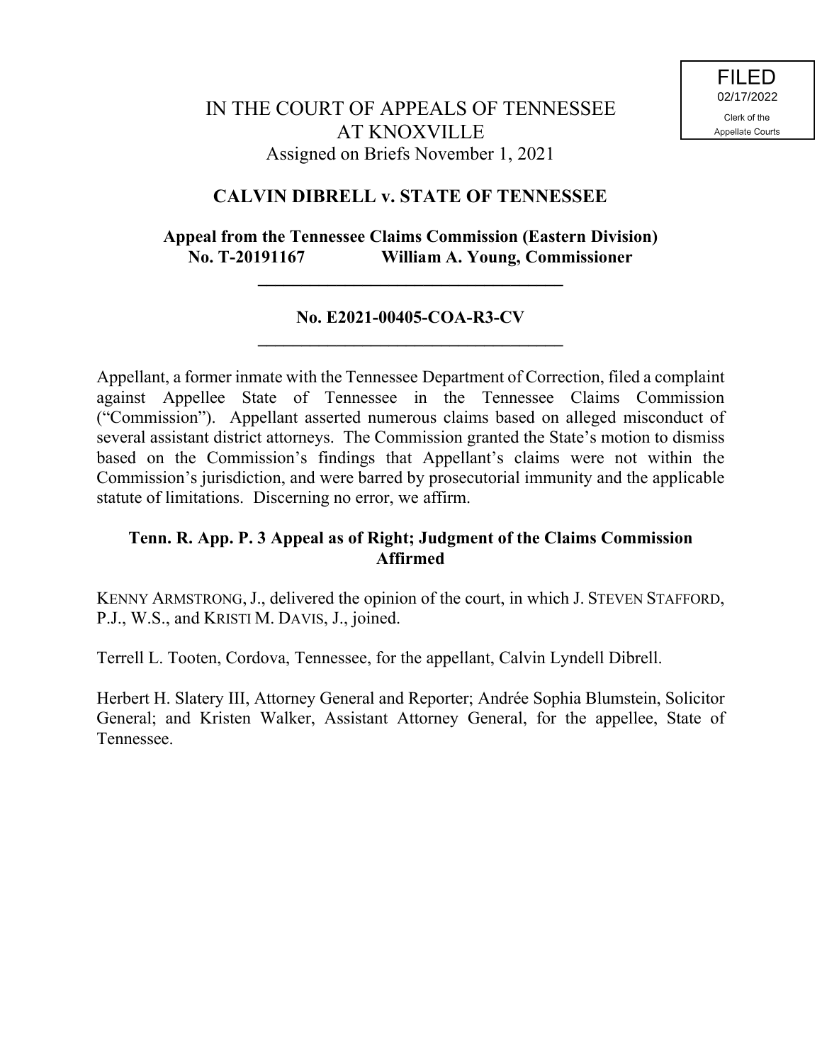FILED
02/17/2022
Clerk of the
Appellate Courts

# IN THE COURT OF APPEALS OF TENNESSEE
# AT KNOXVILLE

Assigned on Briefs November 1, 2021

## CALVIN DIBRELL v. STATE OF TENNESSEE

**Appeal from the Tennessee Claims Commission (Eastern Division)**
**No. T-20191167 William A. Young, Commissioner**

---

**No. E2021-00405-COA-R3-CV**

---

Appellant, a former inmate with the Tennessee Department of Correction, filed a complaint against Appellee State of Tennessee in the Tennessee Claims Commission ("Commission"). Appellant asserted numerous claims based on alleged misconduct of several assistant district attorneys. The Commission granted the State's motion to dismiss based on the Commission's findings that Appellant's claims were not within the Commission's jurisdiction, and were barred by prosecutorial immunity and the applicable statute of limitations. Discerning no error, we affirm.

**Tenn. R. App. P. 3 Appeal as of Right; Judgment of the Claims Commission Affirmed**

KENNY ARMSTRONG, J., delivered the opinion of the court, in which J. STEVEN STAFFORD, P.J., W.S., and KRISTI M. DAVIS, J., joined.

Terrell L. Tooten, Cordova, Tennessee, for the appellant, Calvin Lyndell Dibrell.

Herbert H. Slatery III, Attorney General and Reporter; Andrée Sophia Blumstein, Solicitor General; and Kristen Walker, Assistant Attorney General, for the appellee, State of Tennessee.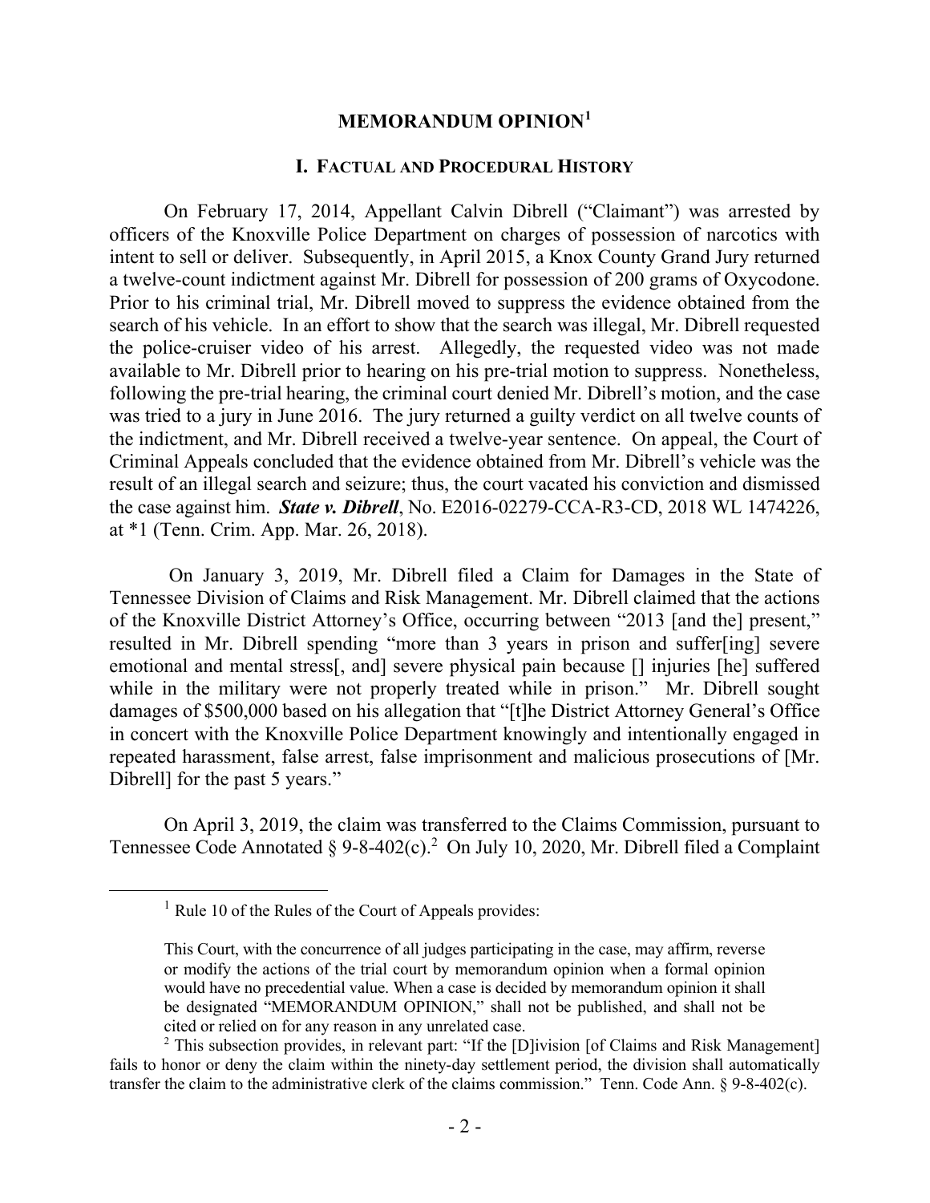# MEMORANDUM OPINION[1]

## I. Factual and Procedural History

On February 17, 2014, Appellant Calvin Dibrell ("Claimant") was arrested by officers of the Knoxville Police Department on charges of possession of narcotics with intent to sell or deliver. Subsequently, in April 2015, a Knox County Grand Jury returned a twelve-count indictment against Mr. Dibrell for possession of 200 grams of Oxycodone. Prior to his criminal trial, Mr. Dibrell moved to suppress the evidence obtained from the search of his vehicle. In an effort to show that the search was illegal, Mr. Dibrell requested the police-cruiser video of his arrest. Allegedly, the requested video was not made available to Mr. Dibrell prior to hearing on his pre-trial motion to suppress. Nonetheless, following the pre-trial hearing, the criminal court denied Mr. Dibrell's motion, and the case was tried to a jury in June 2016. The jury returned a guilty verdict on all twelve counts of the indictment, and Mr. Dibrell received a twelve-year sentence. On appeal, the Court of Criminal Appeals concluded that the evidence obtained from Mr. Dibrell's vehicle was the result of an illegal search and seizure; thus, the court vacated his conviction and dismissed the case against him. ***State v. Dibrell***, No. E2016-02279-CCA-R3-CD, 2018 WL 1474226, at *1 (Tenn. Crim. App. Mar. 26, 2018).

On January 3, 2019, Mr. Dibrell filed a Claim for Damages in the State of Tennessee Division of Claims and Risk Management. Mr. Dibrell claimed that the actions of the Knoxville District Attorney's Office, occurring between "2013 [and the] present," resulted in Mr. Dibrell spending "more than 3 years in prison and suffer[ing] severe emotional and mental stress[, and] severe physical pain because [] injuries [he] suffered while in the military were not properly treated while in prison." Mr. Dibrell sought damages of $500,000 based on his allegation that "[t]he District Attorney General's Office in concert with the Knoxville Police Department knowingly and intentionally engaged in repeated harassment, false arrest, false imprisonment and malicious prosecutions of [Mr. Dibrell] for the past 5 years."

On April 3, 2019, the claim was transferred to the Claims Commission, pursuant to Tennessee Code Annotated § 9-8-402(c).[2] On July 10, 2020, Mr. Dibrell filed a Complaint

---

[1] Rule 10 of the Rules of the Court of Appeals provides:

> This Court, with the concurrence of all judges participating in the case, may affirm, reverse or modify the actions of the trial court by memorandum opinion when a formal opinion would have no precedential value. When a case is decided by memorandum opinion it shall be designated "MEMORANDUM OPINION," shall not be published, and shall not be cited or relied on for any reason in any unrelated case.

[2] This subsection provides, in relevant part: "If the [D]ivision [of Claims and Risk Management] fails to honor or deny the claim within the ninety-day settlement period, the division shall automatically transfer the claim to the administrative clerk of the claims commission." Tenn. Code Ann. § 9-8-402(c).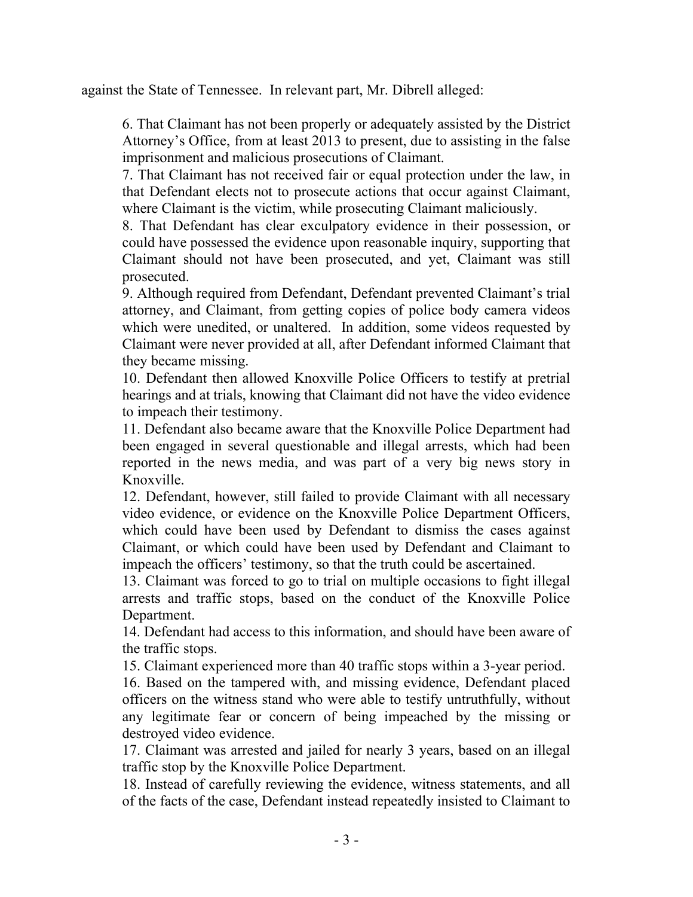against the State of Tennessee. In relevant part, Mr. Dibrell alleged:

> 6. That Claimant has not been properly or adequately assisted by the District Attorney's Office, from at least 2013 to present, due to assisting in the false imprisonment and malicious prosecutions of Claimant.
>
> 7. That Claimant has not received fair or equal protection under the law, in that Defendant elects not to prosecute actions that occur against Claimant, where Claimant is the victim, while prosecuting Claimant maliciously.
>
> 8. That Defendant has clear exculpatory evidence in their possession, or could have possessed the evidence upon reasonable inquiry, supporting that Claimant should not have been prosecuted, and yet, Claimant was still prosecuted.
>
> 9. Although required from Defendant, Defendant prevented Claimant's trial attorney, and Claimant, from getting copies of police body camera videos which were unedited, or unaltered. In addition, some videos requested by Claimant were never provided at all, after Defendant informed Claimant that they became missing.
>
> 10. Defendant then allowed Knoxville Police Officers to testify at pretrial hearings and at trials, knowing that Claimant did not have the video evidence to impeach their testimony.
>
> 11. Defendant also became aware that the Knoxville Police Department had been engaged in several questionable and illegal arrests, which had been reported in the news media, and was part of a very big news story in Knoxville.
>
> 12. Defendant, however, still failed to provide Claimant with all necessary video evidence, or evidence on the Knoxville Police Department Officers, which could have been used by Defendant to dismiss the cases against Claimant, or which could have been used by Defendant and Claimant to impeach the officers' testimony, so that the truth could be ascertained.
>
> 13. Claimant was forced to go to trial on multiple occasions to fight illegal arrests and traffic stops, based on the conduct of the Knoxville Police Department.
>
> 14. Defendant had access to this information, and should have been aware of the traffic stops.
>
> 15. Claimant experienced more than 40 traffic stops within a 3-year period.
>
> 16. Based on the tampered with, and missing evidence, Defendant placed officers on the witness stand who were able to testify untruthfully, without any legitimate fear or concern of being impeached by the missing or destroyed video evidence.
>
> 17. Claimant was arrested and jailed for nearly 3 years, based on an illegal traffic stop by the Knoxville Police Department.
>
> 18. Instead of carefully reviewing the evidence, witness statements, and all of the facts of the case, Defendant instead repeatedly insisted to Claimant to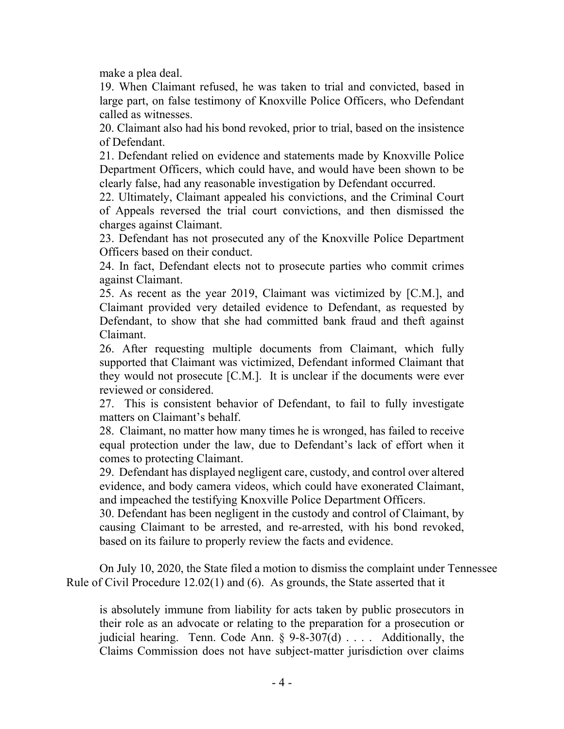make a plea deal.

19. When Claimant refused, he was taken to trial and convicted, based in large part, on false testimony of Knoxville Police Officers, who Defendant called as witnesses.

20. Claimant also had his bond revoked, prior to trial, based on the insistence of Defendant.

21. Defendant relied on evidence and statements made by Knoxville Police Department Officers, which could have, and would have been shown to be clearly false, had any reasonable investigation by Defendant occurred.

22. Ultimately, Claimant appealed his convictions, and the Criminal Court of Appeals reversed the trial court convictions, and then dismissed the charges against Claimant.

23. Defendant has not prosecuted any of the Knoxville Police Department Officers based on their conduct.

24. In fact, Defendant elects not to prosecute parties who commit crimes against Claimant.

25. As recent as the year 2019, Claimant was victimized by [C.M.], and Claimant provided very detailed evidence to Defendant, as requested by Defendant, to show that she had committed bank fraud and theft against Claimant.

26. After requesting multiple documents from Claimant, which fully supported that Claimant was victimized, Defendant informed Claimant that they would not prosecute [C.M.]. It is unclear if the documents were ever reviewed or considered.

27. This is consistent behavior of Defendant, to fail to fully investigate matters on Claimant's behalf.

28. Claimant, no matter how many times he is wronged, has failed to receive equal protection under the law, due to Defendant's lack of effort when it comes to protecting Claimant.

29. Defendant has displayed negligent care, custody, and control over altered evidence, and body camera videos, which could have exonerated Claimant, and impeached the testifying Knoxville Police Department Officers.

30. Defendant has been negligent in the custody and control of Claimant, by causing Claimant to be arrested, and re-arrested, with his bond revoked, based on its failure to properly review the facts and evidence.

On July 10, 2020, the State filed a motion to dismiss the complaint under Tennessee Rule of Civil Procedure 12.02(1) and (6). As grounds, the State asserted that it

> is absolutely immune from liability for acts taken by public prosecutors in their role as an advocate or relating to the preparation for a prosecution or judicial hearing. Tenn. Code Ann. § 9-8-307(d) . . . . Additionally, the Claims Commission does not have subject-matter jurisdiction over claims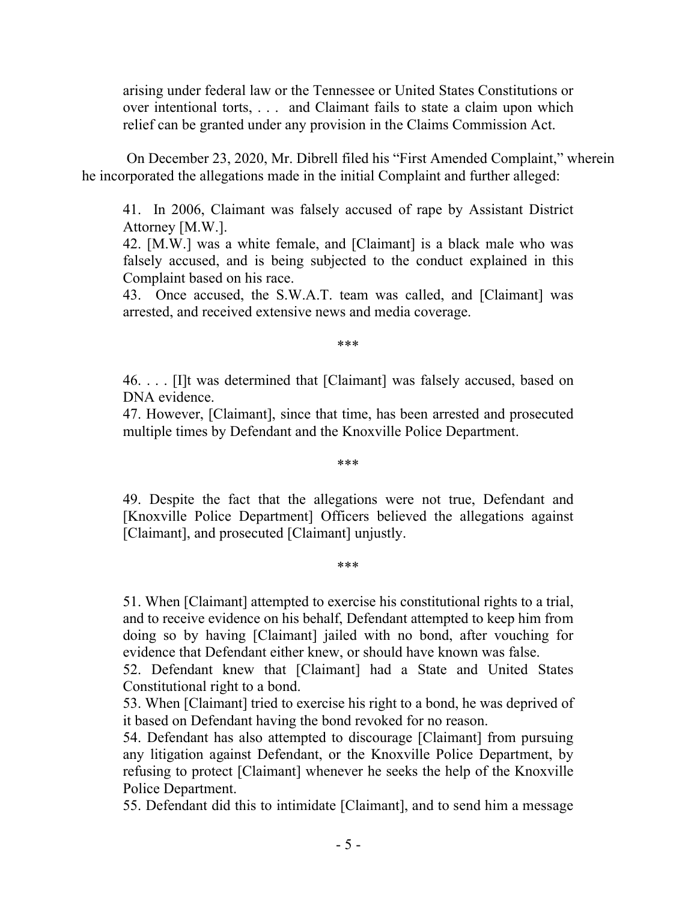> arising under federal law or the Tennessee or United States Constitutions or over intentional torts, . . . and Claimant fails to state a claim upon which relief can be granted under any provision in the Claims Commission Act.

On December 23, 2020, Mr. Dibrell filed his "First Amended Complaint," wherein he incorporated the allegations made in the initial Complaint and further alleged:

> 41. In 2006, Claimant was falsely accused of rape by Assistant District Attorney [M.W.].
>
> 42. [M.W.] was a white female, and [Claimant] is a black male who was falsely accused, and is being subjected to the conduct explained in this Complaint based on his race.
>
> 43. Once accused, the S.W.A.T. team was called, and [Claimant] was arrested, and received extensive news and media coverage.
>
> \*\*\*
>
> 46. . . . [I]t was determined that [Claimant] was falsely accused, based on DNA evidence.
>
> 47. However, [Claimant], since that time, has been arrested and prosecuted multiple times by Defendant and the Knoxville Police Department.
>
> \*\*\*
>
> 49. Despite the fact that the allegations were not true, Defendant and [Knoxville Police Department] Officers believed the allegations against [Claimant], and prosecuted [Claimant] unjustly.
>
> \*\*\*
>
> 51. When [Claimant] attempted to exercise his constitutional rights to a trial, and to receive evidence on his behalf, Defendant attempted to keep him from doing so by having [Claimant] jailed with no bond, after vouching for evidence that Defendant either knew, or should have known was false.
>
> 52. Defendant knew that [Claimant] had a State and United States Constitutional right to a bond.
>
> 53. When [Claimant] tried to exercise his right to a bond, he was deprived of it based on Defendant having the bond revoked for no reason.
>
> 54. Defendant has also attempted to discourage [Claimant] from pursuing any litigation against Defendant, or the Knoxville Police Department, by refusing to protect [Claimant] whenever he seeks the help of the Knoxville Police Department.
>
> 55. Defendant did this to intimidate [Claimant], and to send him a message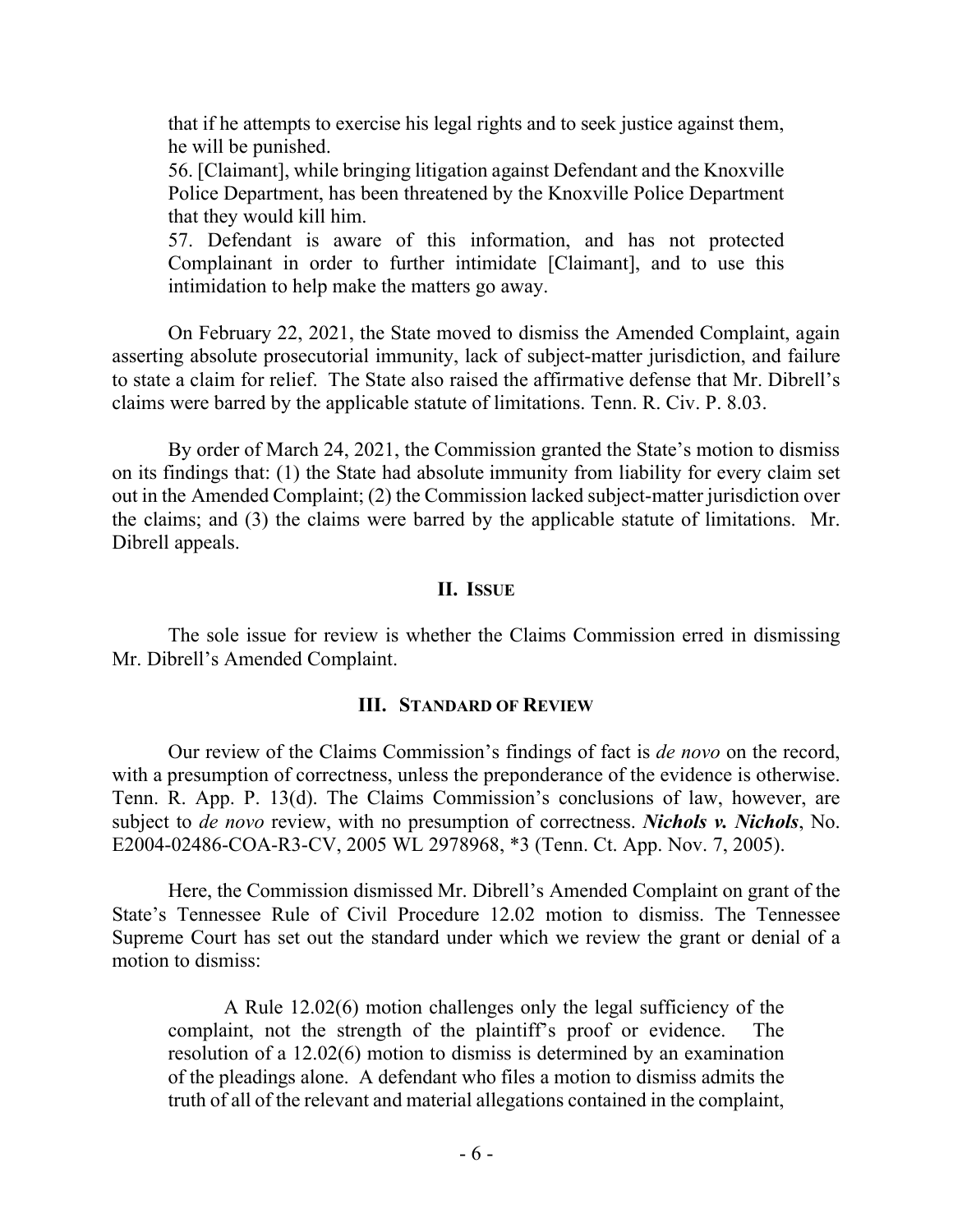> that if he attempts to exercise his legal rights and to seek justice against them, he will be punished.
>
> 56. [Claimant], while bringing litigation against Defendant and the Knoxville Police Department, has been threatened by the Knoxville Police Department that they would kill him.
>
> 57. Defendant is aware of this information, and has not protected Complainant in order to further intimidate [Claimant], and to use this intimidation to help make the matters go away.

On February 22, 2021, the State moved to dismiss the Amended Complaint, again asserting absolute prosecutorial immunity, lack of subject-matter jurisdiction, and failure to state a claim for relief. The State also raised the affirmative defense that Mr. Dibrell's claims were barred by the applicable statute of limitations. Tenn. R. Civ. P. 8.03.

By order of March 24, 2021, the Commission granted the State's motion to dismiss on its findings that: (1) the State had absolute immunity from liability for every claim set out in the Amended Complaint; (2) the Commission lacked subject-matter jurisdiction over the claims; and (3) the claims were barred by the applicable statute of limitations. Mr. Dibrell appeals.

## II. Issue

The sole issue for review is whether the Claims Commission erred in dismissing Mr. Dibrell's Amended Complaint.

## III. Standard of Review

Our review of the Claims Commission's findings of fact is *de novo* on the record, with a presumption of correctness, unless the preponderance of the evidence is otherwise. Tenn. R. App. P. 13(d). The Claims Commission's conclusions of law, however, are subject to *de novo* review, with no presumption of correctness. ***Nichols v. Nichols***, No. E2004-02486-COA-R3-CV, 2005 WL 2978968, \*3 (Tenn. Ct. App. Nov. 7, 2005).

Here, the Commission dismissed Mr. Dibrell's Amended Complaint on grant of the State's Tennessee Rule of Civil Procedure 12.02 motion to dismiss. The Tennessee Supreme Court has set out the standard under which we review the grant or denial of a motion to dismiss:

> A Rule 12.02(6) motion challenges only the legal sufficiency of the complaint, not the strength of the plaintiff's proof or evidence. The resolution of a 12.02(6) motion to dismiss is determined by an examination of the pleadings alone. A defendant who files a motion to dismiss admits the truth of all of the relevant and material allegations contained in the complaint,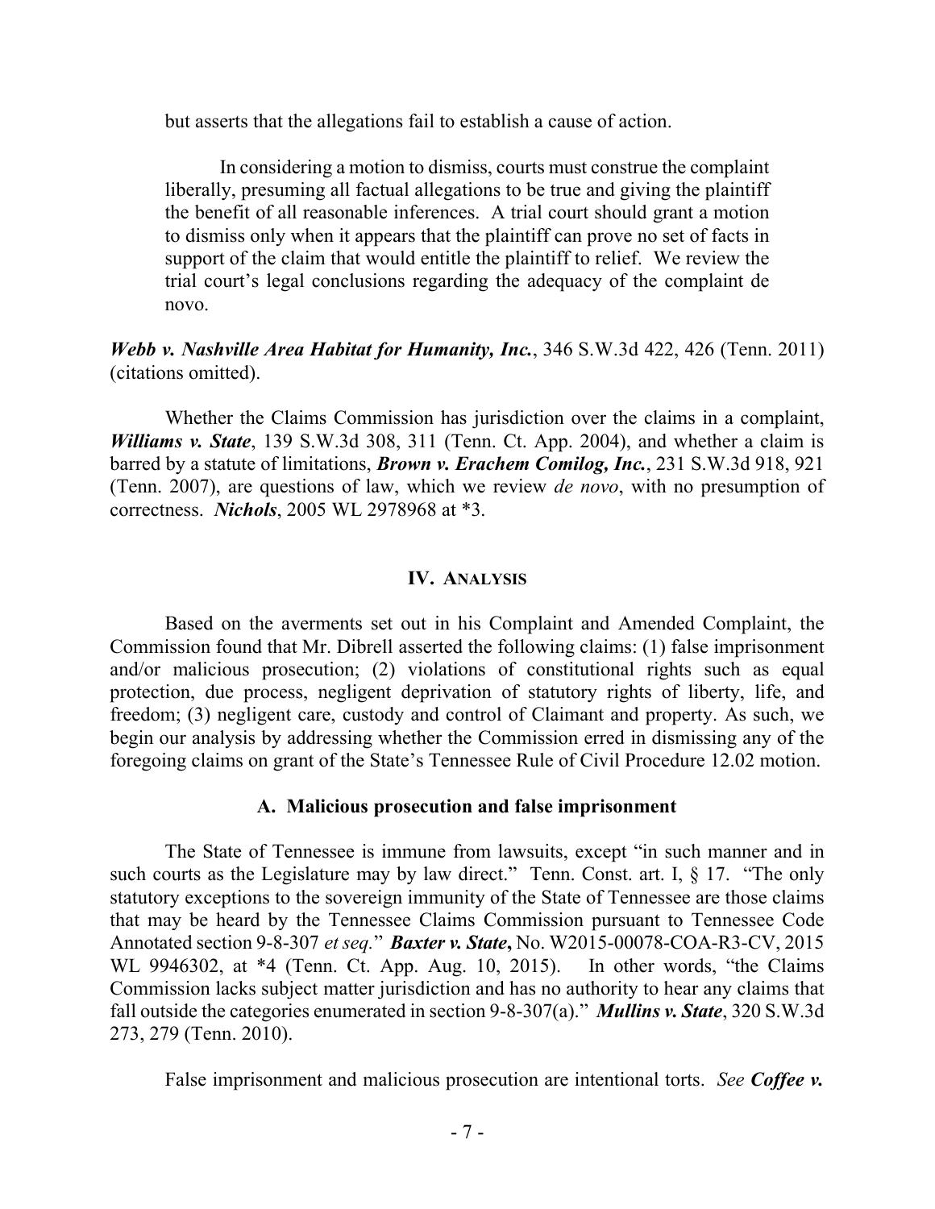but asserts that the allegations fail to establish a cause of action.

> In considering a motion to dismiss, courts must construe the complaint liberally, presuming all factual allegations to be true and giving the plaintiff the benefit of all reasonable inferences. A trial court should grant a motion to dismiss only when it appears that the plaintiff can prove no set of facts in support of the claim that would entitle the plaintiff to relief. We review the trial court's legal conclusions regarding the adequacy of the complaint de novo.

***Webb v. Nashville Area Habitat for Humanity, Inc.***, 346 S.W.3d 422, 426 (Tenn. 2011) (citations omitted).

Whether the Claims Commission has jurisdiction over the claims in a complaint, ***Williams v. State***, 139 S.W.3d 308, 311 (Tenn. Ct. App. 2004), and whether a claim is barred by a statute of limitations, ***Brown v. Erachem Comilog, Inc.***, 231 S.W.3d 918, 921 (Tenn. 2007), are questions of law, which we review *de novo*, with no presumption of correctness. ***Nichols***, 2005 WL 2978968 at *3.

## IV. ANALYSIS

Based on the averments set out in his Complaint and Amended Complaint, the Commission found that Mr. Dibrell asserted the following claims: (1) false imprisonment and/or malicious prosecution; (2) violations of constitutional rights such as equal protection, due process, negligent deprivation of statutory rights of liberty, life, and freedom; (3) negligent care, custody and control of Claimant and property. As such, we begin our analysis by addressing whether the Commission erred in dismissing any of the foregoing claims on grant of the State's Tennessee Rule of Civil Procedure 12.02 motion.

### A. Malicious prosecution and false imprisonment

The State of Tennessee is immune from lawsuits, except "in such manner and in such courts as the Legislature may by law direct." Tenn. Const. art. I, § 17. "The only statutory exceptions to the sovereign immunity of the State of Tennessee are those claims that may be heard by the Tennessee Claims Commission pursuant to Tennessee Code Annotated section 9-8-307 *et seq.*" ***Baxter v. State*****,** No. W2015-00078-COA-R3-CV, 2015 WL 9946302, at *4 (Tenn. Ct. App. Aug. 10, 2015). In other words, "the Claims Commission lacks subject matter jurisdiction and has no authority to hear any claims that fall outside the categories enumerated in section 9-8-307(a)." ***Mullins v. State***, 320 S.W.3d 273, 279 (Tenn. 2010).

False imprisonment and malicious prosecution are intentional torts. *See* ***Coffee v.***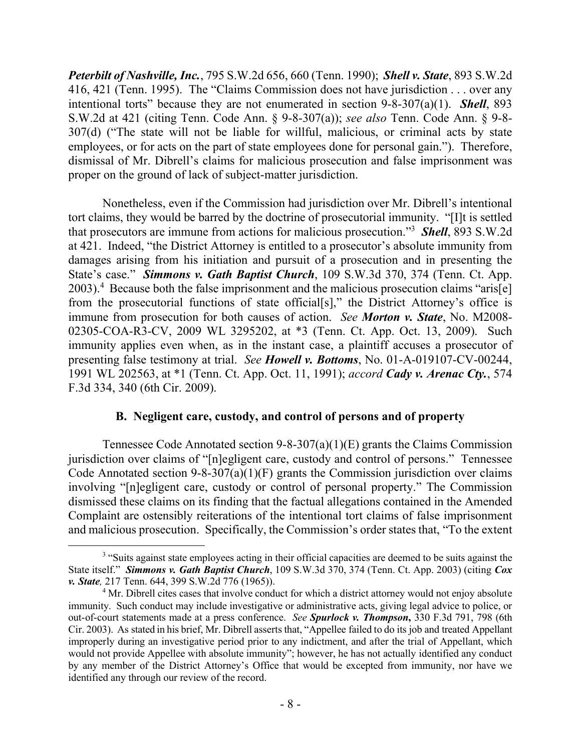***Peterbilt of Nashville, Inc.***, 795 S.W.2d 656, 660 (Tenn. 1990); ***Shell v. State***, 893 S.W.2d 416, 421 (Tenn. 1995). The "Claims Commission does not have jurisdiction . . . over any intentional torts" because they are not enumerated in section 9-8-307(a)(1). ***Shell***, 893 S.W.2d at 421 (citing Tenn. Code Ann. § 9-8-307(a)); *see also* Tenn. Code Ann. § 9-8-307(d) ("The state will not be liable for willful, malicious, or criminal acts by state employees, or for acts on the part of state employees done for personal gain."). Therefore, dismissal of Mr. Dibrell's claims for malicious prosecution and false imprisonment was proper on the ground of lack of subject-matter jurisdiction.

Nonetheless, even if the Commission had jurisdiction over Mr. Dibrell's intentional tort claims, they would be barred by the doctrine of prosecutorial immunity. "[I]t is settled that prosecutors are immune from actions for malicious prosecution."[3] ***Shell***, 893 S.W.2d at 421. Indeed, "the District Attorney is entitled to a prosecutor's absolute immunity from damages arising from his initiation and pursuit of a prosecution and in presenting the State's case." ***Simmons v. Gath Baptist Church***, 109 S.W.3d 370, 374 (Tenn. Ct. App. 2003).[4] Because both the false imprisonment and the malicious prosecution claims "aris[e] from the prosecutorial functions of state official[s]," the District Attorney's office is immune from prosecution for both causes of action. *See* ***Morton v. State***, No. M2008-02305-COA-R3-CV, 2009 WL 3295202, at *3 (Tenn. Ct. App. Oct. 13, 2009). Such immunity applies even when, as in the instant case, a plaintiff accuses a prosecutor of presenting false testimony at trial. *See* ***Howell v. Bottoms***, No. 01-A-019107-CV-00244, 1991 WL 202563, at *1 (Tenn. Ct. App. Oct. 11, 1991); *accord* ***Cady v. Arenac Cty.***, 574 F.3d 334, 340 (6th Cir. 2009).

### B. Negligent care, custody, and control of persons and of property

Tennessee Code Annotated section 9-8-307(a)(1)(E) grants the Claims Commission jurisdiction over claims of "[n]egligent care, custody and control of persons." Tennessee Code Annotated section 9-8-307(a)(1)(F) grants the Commission jurisdiction over claims involving "[n]egligent care, custody or control of personal property." The Commission dismissed these claims on its finding that the factual allegations contained in the Amended Complaint are ostensibly reiterations of the intentional tort claims of false imprisonment and malicious prosecution. Specifically, the Commission's order states that, "To the extent

---

[3] "Suits against state employees acting in their official capacities are deemed to be suits against the State itself." ***Simmons v. Gath Baptist Church***, 109 S.W.3d 370, 374 (Tenn. Ct. App. 2003) (citing ***Cox v. State,*** 217 Tenn. 644, 399 S.W.2d 776 (1965)).

[4] Mr. Dibrell cites cases that involve conduct for which a district attorney would not enjoy absolute immunity. Such conduct may include investigative or administrative acts, giving legal advice to police, or out-of-court statements made at a press conference. *See* ***Spurlock v. Thompson***, 330 F.3d 791, 798 (6th Cir. 2003). As stated in his brief, Mr. Dibrell asserts that, "Appellee failed to do its job and treated Appellant improperly during an investigative period prior to any indictment, and after the trial of Appellant, which would not provide Appellee with absolute immunity"; however, he has not actually identified any conduct by any member of the District Attorney's Office that would be excepted from immunity, nor have we identified any through our review of the record.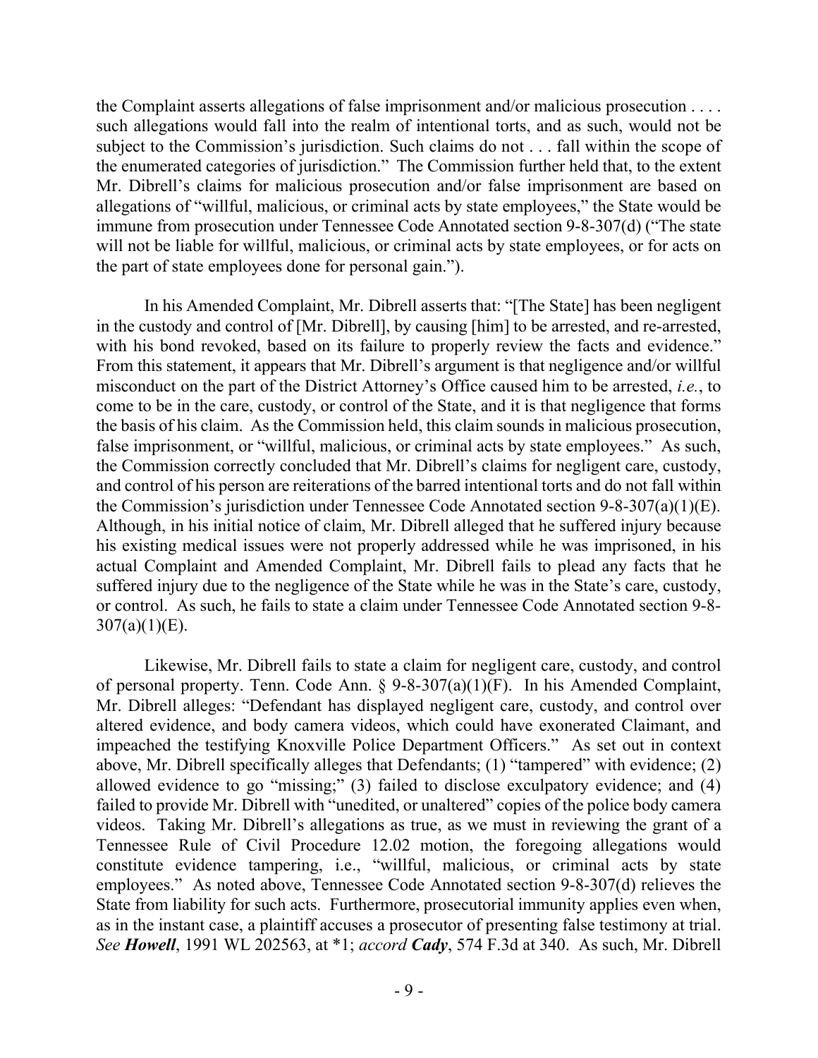the Complaint asserts allegations of false imprisonment and/or malicious prosecution . . . . such allegations would fall into the realm of intentional torts, and as such, would not be subject to the Commission's jurisdiction. Such claims do not . . . fall within the scope of the enumerated categories of jurisdiction." The Commission further held that, to the extent Mr. Dibrell's claims for malicious prosecution and/or false imprisonment are based on allegations of "willful, malicious, or criminal acts by state employees," the State would be immune from prosecution under Tennessee Code Annotated section 9-8-307(d) ("The state will not be liable for willful, malicious, or criminal acts by state employees, or for acts on the part of state employees done for personal gain.").

In his Amended Complaint, Mr. Dibrell asserts that: "[The State] has been negligent in the custody and control of [Mr. Dibrell], by causing [him] to be arrested, and re-arrested, with his bond revoked, based on its failure to properly review the facts and evidence." From this statement, it appears that Mr. Dibrell's argument is that negligence and/or willful misconduct on the part of the District Attorney's Office caused him to be arrested, *i.e.*, to come to be in the care, custody, or control of the State, and it is that negligence that forms the basis of his claim. As the Commission held, this claim sounds in malicious prosecution, false imprisonment, or "willful, malicious, or criminal acts by state employees." As such, the Commission correctly concluded that Mr. Dibrell's claims for negligent care, custody, and control of his person are reiterations of the barred intentional torts and do not fall within the Commission's jurisdiction under Tennessee Code Annotated section 9-8-307(a)(1)(E). Although, in his initial notice of claim, Mr. Dibrell alleged that he suffered injury because his existing medical issues were not properly addressed while he was imprisoned, in his actual Complaint and Amended Complaint, Mr. Dibrell fails to plead any facts that he suffered injury due to the negligence of the State while he was in the State's care, custody, or control. As such, he fails to state a claim under Tennessee Code Annotated section 9-8-307(a)(1)(E).

Likewise, Mr. Dibrell fails to state a claim for negligent care, custody, and control of personal property. Tenn. Code Ann. § 9-8-307(a)(1)(F). In his Amended Complaint, Mr. Dibrell alleges: "Defendant has displayed negligent care, custody, and control over altered evidence, and body camera videos, which could have exonerated Claimant, and impeached the testifying Knoxville Police Department Officers." As set out in context above, Mr. Dibrell specifically alleges that Defendants; (1) "tampered" with evidence; (2) allowed evidence to go "missing;" (3) failed to disclose exculpatory evidence; and (4) failed to provide Mr. Dibrell with "unedited, or unaltered" copies of the police body camera videos. Taking Mr. Dibrell's allegations as true, as we must in reviewing the grant of a Tennessee Rule of Civil Procedure 12.02 motion, the foregoing allegations would constitute evidence tampering, i.e., "willful, malicious, or criminal acts by state employees." As noted above, Tennessee Code Annotated section 9-8-307(d) relieves the State from liability for such acts. Furthermore, prosecutorial immunity applies even when, as in the instant case, a plaintiff accuses a prosecutor of presenting false testimony at trial. *See* ***Howell***, 1991 WL 202563, at *1; *accord* ***Cady***, 574 F.3d at 340. As such, Mr. Dibrell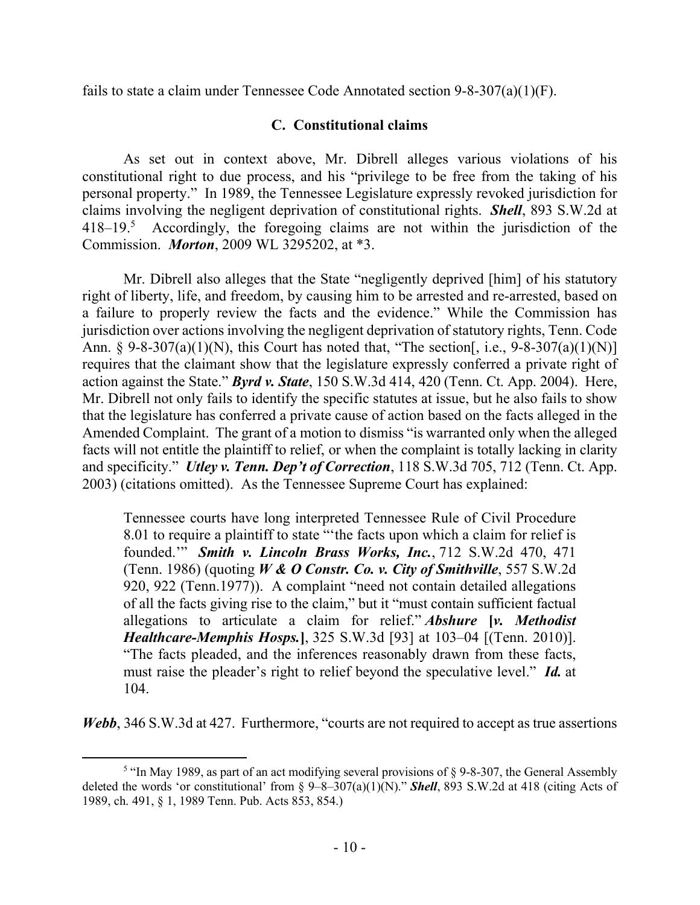fails to state a claim under Tennessee Code Annotated section 9-8-307(a)(1)(F).

### C. Constitutional claims

As set out in context above, Mr. Dibrell alleges various violations of his constitutional right to due process, and his "privilege to be free from the taking of his personal property." In 1989, the Tennessee Legislature expressly revoked jurisdiction for claims involving the negligent deprivation of constitutional rights. ***Shell***, 893 S.W.2d at 418–19.[5] Accordingly, the foregoing claims are not within the jurisdiction of the Commission. ***Morton***, 2009 WL 3295202, at *3.

Mr. Dibrell also alleges that the State "negligently deprived [him] of his statutory right of liberty, life, and freedom, by causing him to be arrested and re-arrested, based on a failure to properly review the facts and the evidence." While the Commission has jurisdiction over actions involving the negligent deprivation of statutory rights, Tenn. Code Ann. § 9-8-307(a)(1)(N), this Court has noted that, "The section[, i.e., 9-8-307(a)(1)(N)] requires that the claimant show that the legislature expressly conferred a private right of action against the State." ***Byrd v. State***, 150 S.W.3d 414, 420 (Tenn. Ct. App. 2004). Here, Mr. Dibrell not only fails to identify the specific statutes at issue, but he also fails to show that the legislature has conferred a private cause of action based on the facts alleged in the Amended Complaint. The grant of a motion to dismiss "is warranted only when the alleged facts will not entitle the plaintiff to relief, or when the complaint is totally lacking in clarity and specificity." ***Utley v. Tenn. Dep't of Correction***, 118 S.W.3d 705, 712 (Tenn. Ct. App. 2003) (citations omitted). As the Tennessee Supreme Court has explained:

> Tennessee courts have long interpreted Tennessee Rule of Civil Procedure 8.01 to require a plaintiff to state "'the facts upon which a claim for relief is founded.'" ***Smith v. Lincoln Brass Works, Inc.***, 712 S.W.2d 470, 471 (Tenn. 1986) (quoting ***W & O Constr. Co. v. City of Smithville***, 557 S.W.2d 920, 922 (Tenn.1977)). A complaint "need not contain detailed allegations of all the facts giving rise to the claim," but it "must contain sufficient factual allegations to articulate a claim for relief." ***Abshure* [*v. Methodist Healthcare-Memphis Hosps.*]**, 325 S.W.3d [93] at 103–04 [(Tenn. 2010)]. "The facts pleaded, and the inferences reasonably drawn from these facts, must raise the pleader's right to relief beyond the speculative level." ***Id.*** at 104.

***Webb***, 346 S.W.3d at 427. Furthermore, "courts are not required to accept as true assertions

---

[5] "In May 1989, as part of an act modifying several provisions of § 9-8-307, the General Assembly deleted the words 'or constitutional' from § 9–8–307(a)(1)(N)." ***Shell***, 893 S.W.2d at 418 (citing Acts of 1989, ch. 491, § 1, 1989 Tenn. Pub. Acts 853, 854.)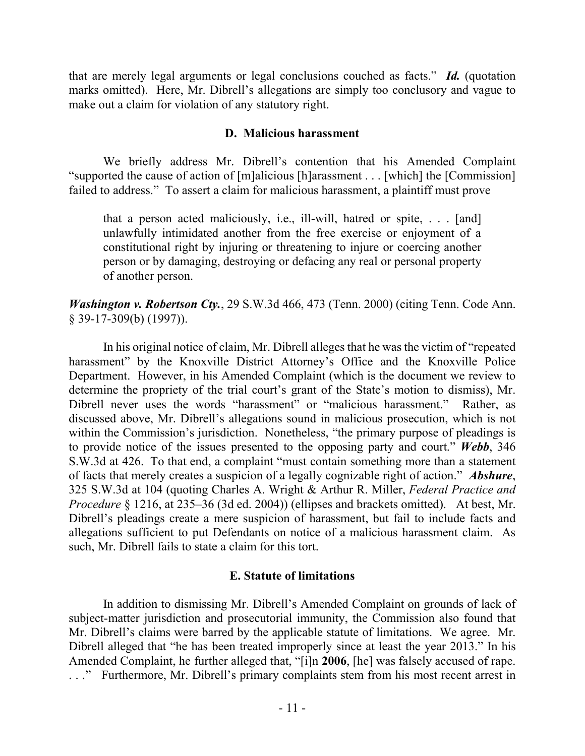that are merely legal arguments or legal conclusions couched as facts." ***Id.*** (quotation marks omitted). Here, Mr. Dibrell's allegations are simply too conclusory and vague to make out a claim for violation of any statutory right.

### D. Malicious harassment

We briefly address Mr. Dibrell's contention that his Amended Complaint "supported the cause of action of [m]alicious [h]arassment . . . [which] the [Commission] failed to address." To assert a claim for malicious harassment, a plaintiff must prove

> that a person acted maliciously, i.e., ill-will, hatred or spite, . . . [and] unlawfully intimidated another from the free exercise or enjoyment of a constitutional right by injuring or threatening to injure or coercing another person or by damaging, destroying or defacing any real or personal property of another person.

***Washington v. Robertson Cty.***, 29 S.W.3d 466, 473 (Tenn. 2000) (citing Tenn. Code Ann. § 39-17-309(b) (1997)).

In his original notice of claim, Mr. Dibrell alleges that he was the victim of "repeated harassment" by the Knoxville District Attorney's Office and the Knoxville Police Department. However, in his Amended Complaint (which is the document we review to determine the propriety of the trial court's grant of the State's motion to dismiss), Mr. Dibrell never uses the words "harassment" or "malicious harassment." Rather, as discussed above, Mr. Dibrell's allegations sound in malicious prosecution, which is not within the Commission's jurisdiction. Nonetheless, "the primary purpose of pleadings is to provide notice of the issues presented to the opposing party and court." ***Webb***, 346 S.W.3d at 426. To that end, a complaint "must contain something more than a statement of facts that merely creates a suspicion of a legally cognizable right of action." ***Abshure***, 325 S.W.3d at 104 (quoting Charles A. Wright & Arthur R. Miller, *Federal Practice and Procedure* § 1216, at 235–36 (3d ed. 2004)) (ellipses and brackets omitted). At best, Mr. Dibrell's pleadings create a mere suspicion of harassment, but fail to include facts and allegations sufficient to put Defendants on notice of a malicious harassment claim. As such, Mr. Dibrell fails to state a claim for this tort.

### E. Statute of limitations

In addition to dismissing Mr. Dibrell's Amended Complaint on grounds of lack of subject-matter jurisdiction and prosecutorial immunity, the Commission also found that Mr. Dibrell's claims were barred by the applicable statute of limitations. We agree. Mr. Dibrell alleged that "he has been treated improperly since at least the year 2013." In his Amended Complaint, he further alleged that, "[i]n **2006**, [he] was falsely accused of rape. . . ." Furthermore, Mr. Dibrell's primary complaints stem from his most recent arrest in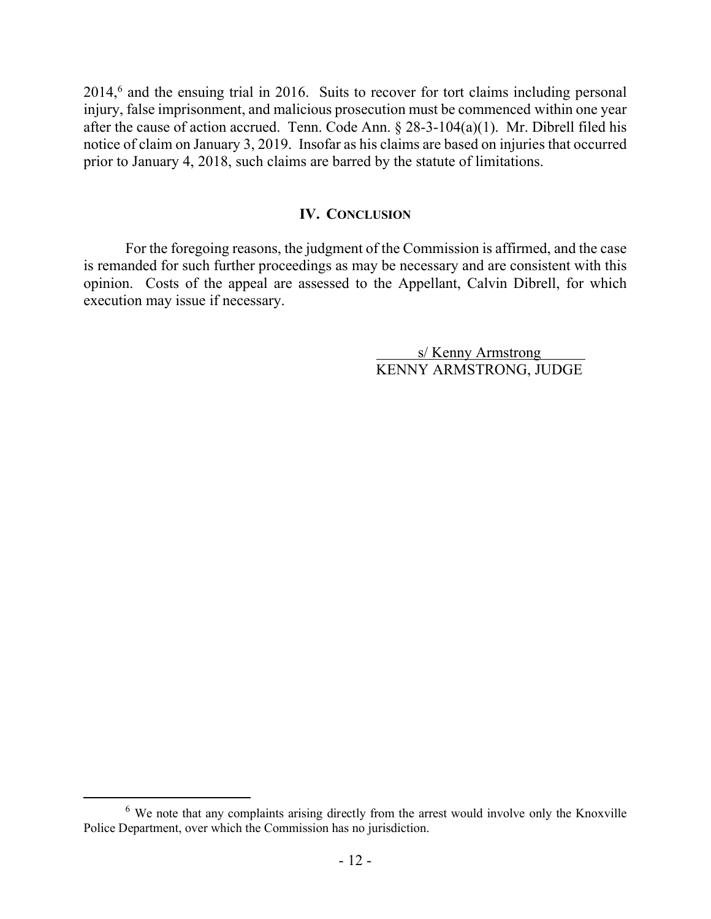2014,[6] and the ensuing trial in 2016. Suits to recover for tort claims including personal injury, false imprisonment, and malicious prosecution must be commenced within one year after the cause of action accrued. Tenn. Code Ann. § 28-3-104(a)(1). Mr. Dibrell filed his notice of claim on January 3, 2019. Insofar as his claims are based on injuries that occurred prior to January 4, 2018, such claims are barred by the statute of limitations.

## IV. CONCLUSION

For the foregoing reasons, the judgment of the Commission is affirmed, and the case is remanded for such further proceedings as may be necessary and are consistent with this opinion. Costs of the appeal are assessed to the Appellant, Calvin Dibrell, for which execution may issue if necessary.

s/ Kenny Armstrong
KENNY ARMSTRONG, JUDGE

---

[6] We note that any complaints arising directly from the arrest would involve only the Knoxville Police Department, over which the Commission has no jurisdiction.